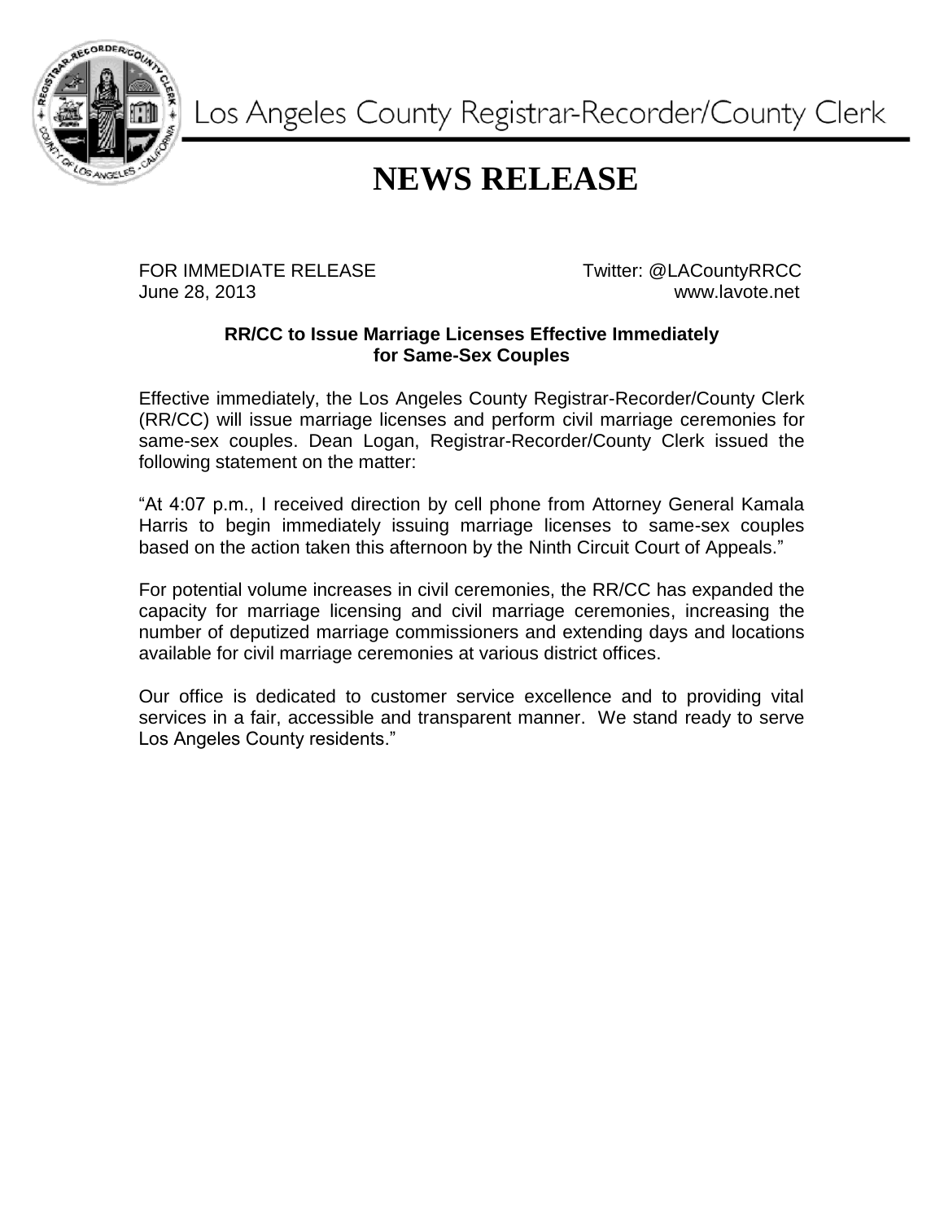Los Angeles County Registrar-Recorder/County Clerk

# NEWS RELEASE

FOR IMMEDIATE RELEASE  
June 28, 2013

Twitter: @LACountyRRCC  
www.lavote.net

**RR/CC to Issue Marriage Licenses Effective Immediately for Same-Sex Couples**

Effective immediately, the Los Angeles County Registrar-Recorder/County Clerk (RR/CC) will issue marriage licenses and perform civil marriage ceremonies for same-sex couples. Dean Logan, Registrar-Recorder/County Clerk issued the following statement on the matter:

"At 4:07 p.m., I received direction by cell phone from Attorney General Kamala Harris to begin immediately issuing marriage licenses to same-sex couples based on the action taken this afternoon by the Ninth Circuit Court of Appeals."

For potential volume increases in civil ceremonies, the RR/CC has expanded the capacity for marriage licensing and civil marriage ceremonies, increasing the number of deputized marriage commissioners and extending days and locations available for civil marriage ceremonies at various district offices.

Our office is dedicated to customer service excellence and to providing vital services in a fair, accessible and transparent manner. We stand ready to serve Los Angeles County residents."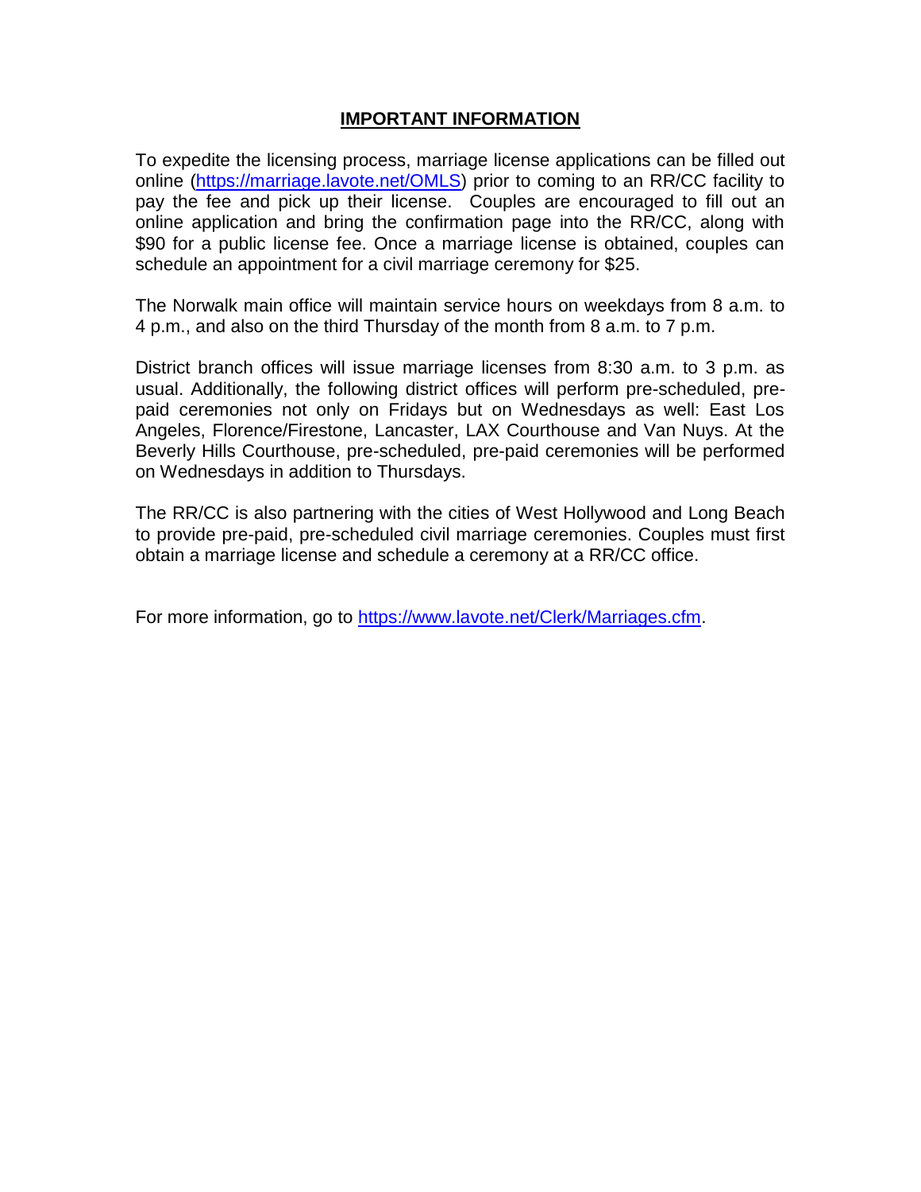## **IMPORTANT INFORMATION**

To expedite the licensing process, marriage license applications can be filled out online ([https://marriage.lavote.net/OMLS](https://marriage.lavote.net/OMLS)) prior to coming to an RR/CC facility to pay the fee and pick up their license. Couples are encouraged to fill out an online application and bring the confirmation page into the RR/CC, along with $90 for a public license fee. Once a marriage license is obtained, couples can schedule an appointment for a civil marriage ceremony for $25.

The Norwalk main office will maintain service hours on weekdays from 8 a.m. to 4 p.m., and also on the third Thursday of the month from 8 a.m. to 7 p.m.

District branch offices will issue marriage licenses from 8:30 a.m. to 3 p.m. as usual. Additionally, the following district offices will perform pre-scheduled, pre-paid ceremonies not only on Fridays but on Wednesdays as well: East Los Angeles, Florence/Firestone, Lancaster, LAX Courthouse and Van Nuys. At the Beverly Hills Courthouse, pre-scheduled, pre-paid ceremonies will be performed on Wednesdays in addition to Thursdays.

The RR/CC is also partnering with the cities of West Hollywood and Long Beach to provide pre-paid, pre-scheduled civil marriage ceremonies. Couples must first obtain a marriage license and schedule a ceremony at a RR/CC office.

For more information, go to [https://www.lavote.net/Clerk/Marriages.cfm](https://www.lavote.net/Clerk/Marriages.cfm).